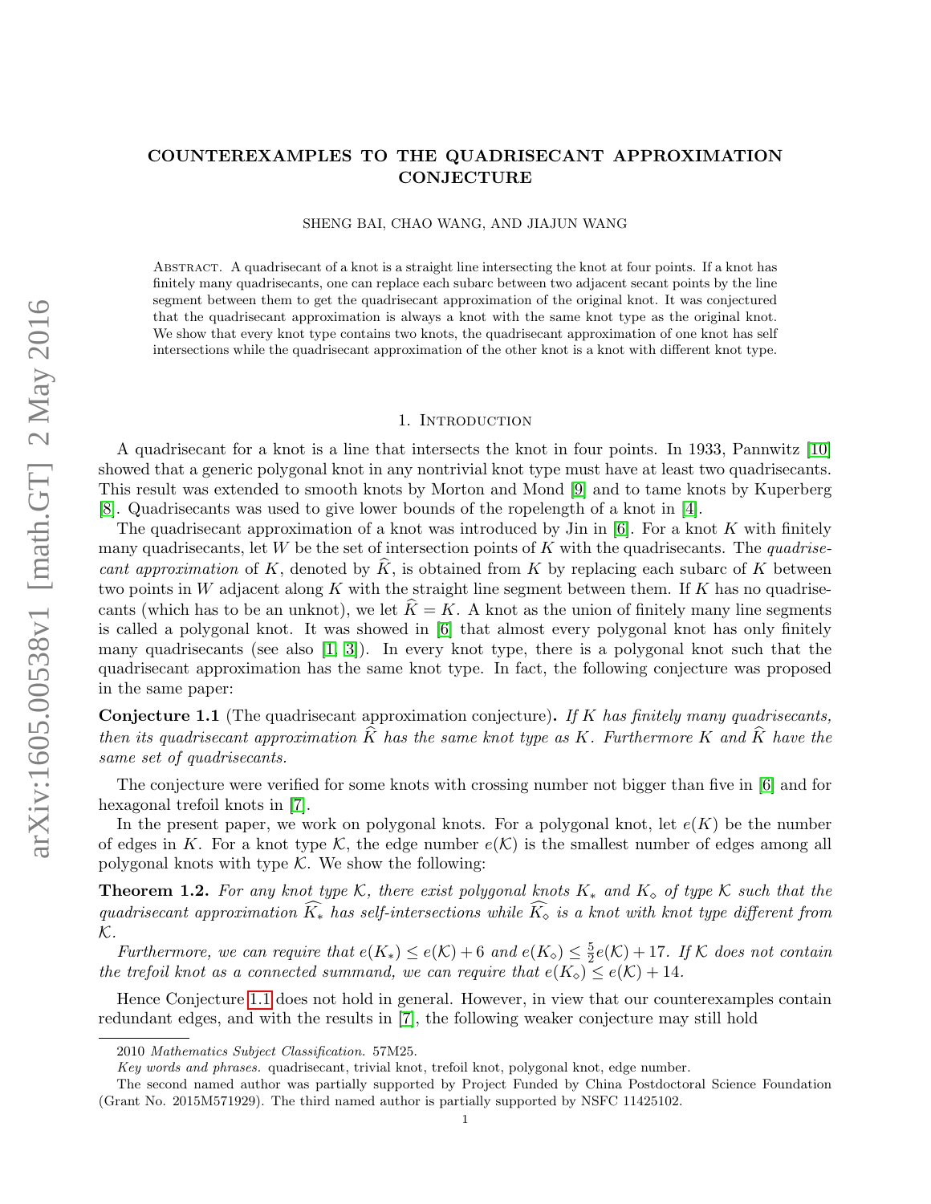# COUNTEREXAMPLES TO THE QUADRISECANT APPROXIMATION CONJECTURE

SHENG BAI, CHAO WANG, AND JIAJUN WANG

Abstract. A quadrisecant of a knot is a straight line intersecting the knot at four points. If a knot has finitely many quadrisecants, one can replace each subarc between two adjacent secant points by the line segment between them to get the quadrisecant approximation of the original knot. It was conjectured that the quadrisecant approximation is always a knot with the same knot type as the original knot. We show that every knot type contains two knots, the quadrisecant approximation of one knot has self intersections while the quadrisecant approximation of the other knot is a knot with different knot type.

## 1. Introduction

A quadrisecant for a knot is a line that intersects the knot in four points. In 1933, Pannwitz [10] showed that a generic polygonal knot in any nontrivial knot type must have at least two quadrisecants. This result was extended to smooth knots by Morton and Mond [9] and to tame knots by Kuperberg [8]. Quadrisecants was used to give lower bounds of the ropelength of a knot in [4].

The quadrisecant approximation of a knot was introduced by Jin in [6]. For a knot $K$ with finitely many quadrisecants, let $W$ be the set of intersection points of $K$ with the quadrisecants. The *quadrisecant approximation* of $K$, denoted by $\widehat{K}$, is obtained from $K$ by replacing each subarc of $K$ between two points in $W$ adjacent along $K$ with the straight line segment between them. If $K$ has no quadrisecants (which has to be an unknot), we let $\widehat{K} = K$. A knot as the union of finitely many line segments is called a polygonal knot. It was showed in [6] that almost every polygonal knot has only finitely many quadrisecants (see also [1, 3]). In every knot type, there is a polygonal knot such that the quadrisecant approximation has the same knot type. In fact, the following conjecture was proposed in the same paper:

**Conjecture 1.1** (The quadrisecant approximation conjecture)**.** *If $K$ has finitely many quadrisecants, then its quadrisecant approximation $\widehat{K}$ has the same knot type as $K$. Furthermore $K$ and $\widehat{K}$ have the same set of quadrisecants.*

The conjecture were verified for some knots with crossing number not bigger than five in [6] and for hexagonal trefoil knots in [7].

In the present paper, we work on polygonal knots. For a polygonal knot, let $e(K)$ be the number of edges in $K$. For a knot type $\mathcal{K}$, the edge number $e(\mathcal{K})$ is the smallest number of edges among all polygonal knots with type $\mathcal{K}$. We show the following:

**Theorem 1.2.** *For any knot type $\mathcal{K}$, there exist polygonal knots $K_*$ and $K_\diamond$ of type $\mathcal{K}$ such that the quadrisecant approximation $\widehat{K_*}$ has self-intersections while $\widehat{K_\diamond}$ is a knot with knot type different from $\mathcal{K}$.*

*Furthermore, we can require that $e(K_*) \leq e(\mathcal{K}) + 6$ and $e(K_\diamond) \leq \frac{5}{2}e(\mathcal{K}) + 17$. If $\mathcal{K}$ does not contain the trefoil knot as a connected summand, we can require that $e(K_\diamond) \leq e(\mathcal{K}) + 14$.*

Hence Conjecture 1.1 does not hold in general. However, in view that our counterexamples contain redundant edges, and with the results in [7], the following weaker conjecture may still hold

---

2010 *Mathematics Subject Classification.* 57M25.

*Key words and phrases.* quadrisecant, trivial knot, trefoil knot, polygonal knot, edge number.

The second named author was partially supported by Project Funded by China Postdoctoral Science Foundation (Grant No. 2015M571929). The third named author is partially supported by NSFC 11425102.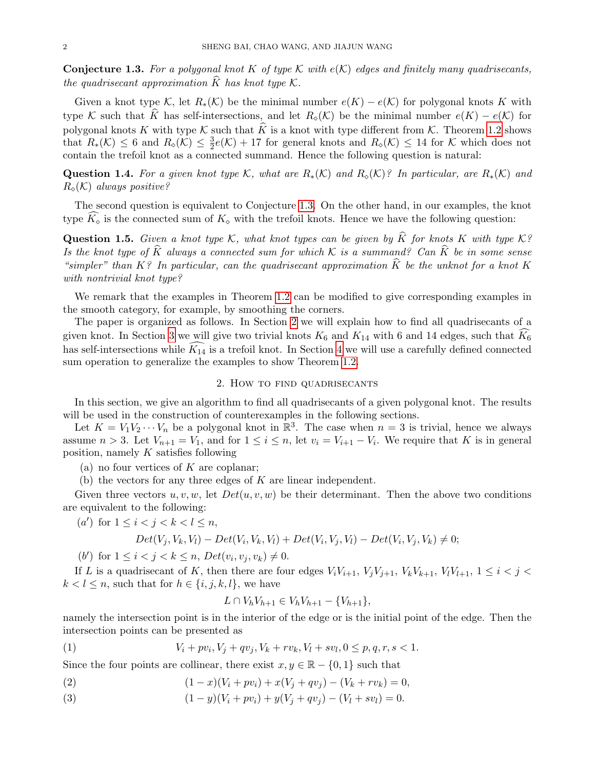**Conjecture 1.3.** *For a polygonal knot $K$ of type $\mathcal{K}$ with $e(\mathcal{K})$ edges and finitely many quadrisecants, the quadrisecant approximation $\widehat{K}$ has knot type $\mathcal{K}$.*

Given a knot type $\mathcal{K}$, let $R_*(\mathcal{K})$ be the minimal number $e(K) - e(\mathcal{K})$ for polygonal knots $K$ with type $\mathcal{K}$ such that $\widehat{K}$ has self-intersections, and let $R_\diamond(\mathcal{K})$ be the minimal number $e(K) - e(\mathcal{K})$ for polygonal knots $K$ with type $\mathcal{K}$ such that $\widehat{K}$ is a knot with type different from $\mathcal{K}$. Theorem 1.2 shows that $R_*(\mathcal{K}) \leq 6$ and $R_\diamond(\mathcal{K}) \leq \frac{3}{2}e(\mathcal{K}) + 17$ for general knots and $R_\diamond(\mathcal{K}) \leq 14$ for $\mathcal{K}$ which does not contain the trefoil knot as a connected summand. Hence the following question is natural:

**Question 1.4.** *For a given knot type $\mathcal{K}$, what are $R_*(\mathcal{K})$ and $R_\diamond(\mathcal{K})$? In particular, are $R_*(\mathcal{K})$ and $R_\diamond(\mathcal{K})$ always positive?*

The second question is equivalent to Conjecture 1.3. On the other hand, in our examples, the knot type $\widehat{K_\diamond}$ is the connected sum of $K_\diamond$ with the trefoil knots. Hence we have the following question:

**Question 1.5.** *Given a knot type $\mathcal{K}$, what knot types can be given by $\widehat{K}$ for knots $K$ with type $\mathcal{K}$? Is the knot type of $\widehat{K}$ always a connected sum for which $\mathcal{K}$ is a summand? Can $\widehat{K}$ be in some sense "simpler" than $K$? In particular, can the quadrisecant approximation $\widehat{K}$ be the unknot for a knot $K$ with nontrivial knot type?*

We remark that the examples in Theorem 1.2 can be modified to give corresponding examples in the smooth category, for example, by smoothing the corners.

The paper is organized as follows. In Section 2 we will explain how to find all quadrisecants of a given knot. In Section 3 we will give two trivial knots $K_6$ and $K_{14}$ with 6 and 14 edges, such that $\widehat{K_6}$ has self-intersections while $\widehat{K_{14}}$ is a trefoil knot. In Section 4 we will use a carefully defined connected sum operation to generalize the examples to show Theorem 1.2.

## 2. How to find quadrisecants

In this section, we give an algorithm to find all quadrisecants of a given polygonal knot. The results will be used in the construction of counterexamples in the following sections.

Let $K = V_1V_2\cdots V_n$ be a polygonal knot in $\mathbb{R}^3$. The case when $n = 3$ is trivial, hence we always assume $n > 3$. Let $V_{n+1} = V_1$, and for $1 \leq i \leq n$, let $v_i = V_{i+1} - V_i$. We require that $K$ is in general position, namely $K$ satisfies following

(a) no four vertices of $K$ are coplanar;
(b) the vectors for any three edges of $K$ are linear independent.

Given three vectors $u, v, w$, let $Det(u, v, w)$ be their determinant. Then the above two conditions are equivalent to the following:

($a'$) for $1 \leq i < j < k < l \leq n$,
$$Det(V_j, V_k, V_l) - Det(V_i, V_k, V_l) + Det(V_i, V_j, V_l) - Det(V_i, V_j, V_k) \neq 0;$$

($b'$) for $1 \leq i < j < k \leq n$, $Det(v_i, v_j, v_k) \neq 0$.

If $L$ is a quadrisecant of $K$, then there are four edges $V_iV_{i+1}$, $V_jV_{j+1}$, $V_kV_{k+1}$, $V_lV_{l+1}$, $1 \leq i < j < k < l \leq n$, such that for $h \in \{i, j, k, l\}$, we have
$$L \cap V_hV_{h+1} \in V_hV_{h+1} - \{V_{h+1}\},$$
namely the intersection point is in the interior of the edge or is the initial point of the edge. Then the intersection points can be presented as

$$V_i + pv_i, V_j + qv_j, V_k + rv_k, V_l + sv_l, 0 \leq p, q, r, s < 1. \tag{1}$$

Since the four points are collinear, there exist $x, y \in \mathbb{R} - \{0, 1\}$ such that

$$(1 - x)(V_i + pv_i) + x(V_j + qv_j) - (V_k + rv_k) = 0, \tag{2}$$

$$(1 - y)(V_i + pv_i) + y(V_j + qv_j) - (V_l + sv_l) = 0. \tag{3}$$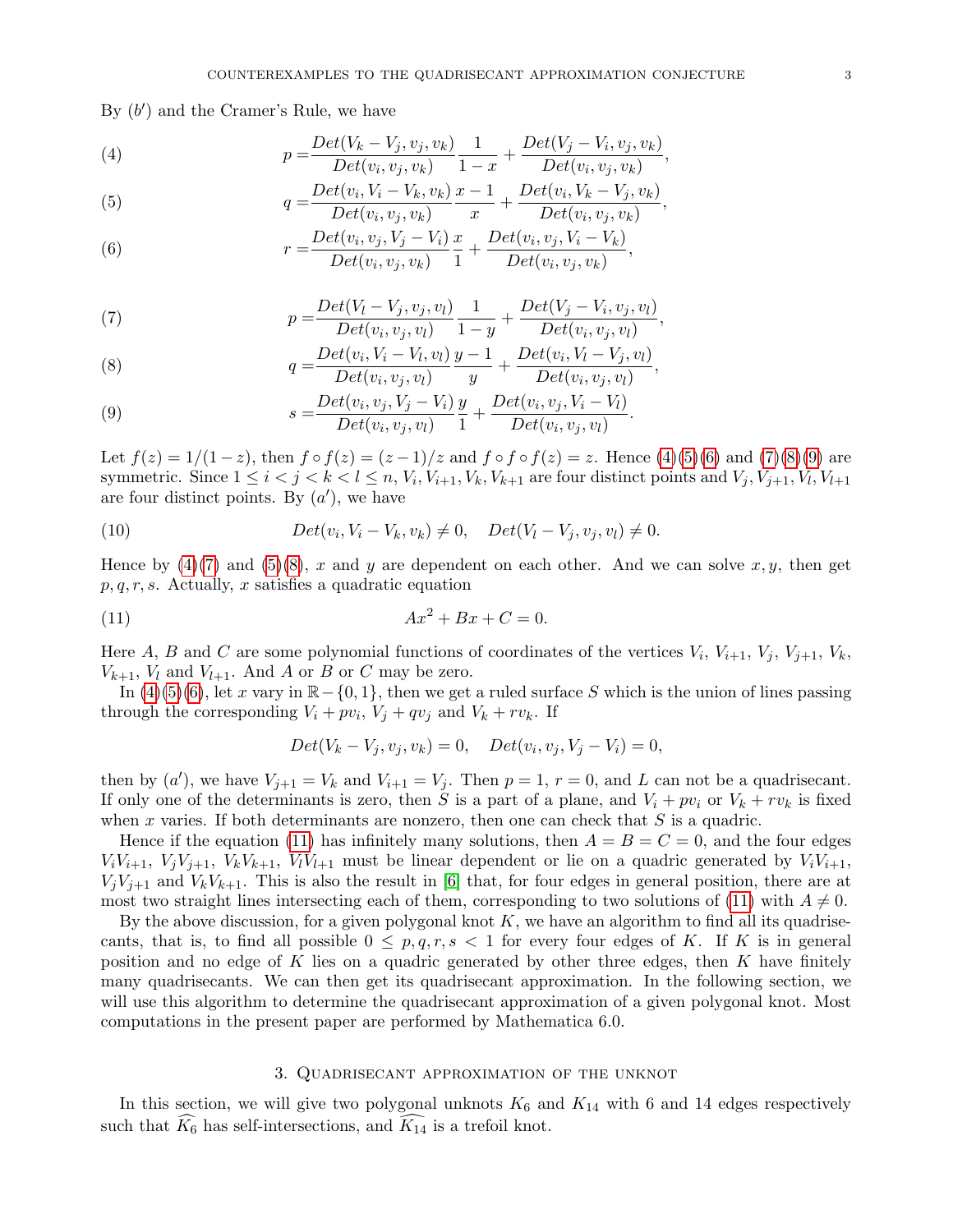By $(b')$ and the Cramer's Rule, we have

$$p = \frac{Det(V_k - V_j, v_j, v_k)}{Det(v_i, v_j, v_k)} \frac{1}{1-x} + \frac{Det(V_j - V_i, v_j, v_k)}{Det(v_i, v_j, v_k)}, \tag{4}$$

$$q = \frac{Det(v_i, V_i - V_k, v_k)}{Det(v_i, v_j, v_k)} \frac{x-1}{x} + \frac{Det(v_i, V_k - V_j, v_k)}{Det(v_i, v_j, v_k)}, \tag{5}$$

$$r = \frac{Det(v_i, v_j, V_j - V_i)}{Det(v_i, v_j, v_k)} \frac{x}{1} + \frac{Det(v_i, v_j, V_i - V_k)}{Det(v_i, v_j, v_k)}, \tag{6}$$

$$p = \frac{Det(V_l - V_j, v_j, v_l)}{Det(v_i, v_j, v_l)} \frac{1}{1-y} + \frac{Det(V_j - V_i, v_j, v_l)}{Det(v_i, v_j, v_l)}, \tag{7}$$

$$q = \frac{Det(v_i, V_i - V_l, v_l)}{Det(v_i, v_j, v_l)} \frac{y-1}{y} + \frac{Det(v_i, V_l - V_j, v_l)}{Det(v_i, v_j, v_l)}, \tag{8}$$

$$s = \frac{Det(v_i, v_j, V_j - V_i)}{Det(v_i, v_j, v_l)} \frac{y}{1} + \frac{Det(v_i, v_j, V_i - V_l)}{Det(v_i, v_j, v_l)}. \tag{9}$$

Let $f(z) = 1/(1-z)$, then $f \circ f(z) = (z-1)/z$ and $f \circ f \circ f(z) = z$. Hence (4)(5)(6) and (7)(8)(9) are symmetric. Since $1 \le i < j < k < l \le n$, $V_i, V_{i+1}, V_k, V_{k+1}$ are four distinct points and $V_j, V_{j+1}, V_l, V_{l+1}$ are four distinct points. By $(a')$, we have

$$Det(v_i, V_i - V_k, v_k) \neq 0, \quad Det(V_l - V_j, v_j, v_l) \neq 0. \tag{10}$$

Hence by (4)(7) and (5)(8), $x$ and $y$ are dependent on each other. And we can solve $x, y$, then get $p, q, r, s$. Actually, $x$ satisfies a quadratic equation

$$Ax^2 + Bx + C = 0. \tag{11}$$

Here $A$, $B$ and $C$ are some polynomial functions of coordinates of the vertices $V_i$, $V_{i+1}$, $V_j$, $V_{j+1}$, $V_k$, $V_{k+1}$, $V_l$ and $V_{l+1}$. And $A$ or $B$ or $C$ may be zero.

In (4)(5)(6), let $x$ vary in $\mathbb{R} - \{0, 1\}$, then we get a ruled surface $S$ which is the union of lines passing through the corresponding $V_i + pv_i$, $V_j + qv_j$ and $V_k + rv_k$. If

$$Det(V_k - V_j, v_j, v_k) = 0, \quad Det(v_i, v_j, V_j - V_i) = 0,$$

then by $(a')$, we have $V_{j+1} = V_k$ and $V_{i+1} = V_j$. Then $p = 1$, $r = 0$, and $L$ can not be a quadrisecant. If only one of the determinants is zero, then $S$ is a part of a plane, and $V_i + pv_i$ or $V_k + rv_k$ is fixed when $x$ varies. If both determinants are nonzero, then one can check that $S$ is a quadric.

Hence if the equation (11) has infinitely many solutions, then $A = B = C = 0$, and the four edges $V_iV_{i+1}$, $V_jV_{j+1}$, $V_kV_{k+1}$, $V_lV_{l+1}$ must be linear dependent or lie on a quadric generated by $V_iV_{i+1}$, $V_jV_{j+1}$ and $V_kV_{k+1}$. This is also the result in [6] that, for four edges in general position, there are at most two straight lines intersecting each of them, corresponding to two solutions of (11) with $A \neq 0$.

By the above discussion, for a given polygonal knot $K$, we have an algorithm to find all its quadrisecants, that is, to find all possible $0 \le p, q, r, s < 1$ for every four edges of $K$. If $K$ is in general position and no edge of $K$ lies on a quadric generated by other three edges, then $K$ have finitely many quadrisecants. We can then get its quadrisecant approximation. In the following section, we will use this algorithm to determine the quadrisecant approximation of a given polygonal knot. Most computations in the present paper are performed by Mathematica 6.0.

## 3. Quadrisecant approximation of the unknot

In this section, we will give two polygonal unknots $K_6$ and $K_{14}$ with 6 and 14 edges respectively such that $\widehat{K_6}$ has self-intersections, and $\widehat{K_{14}}$ is a trefoil knot.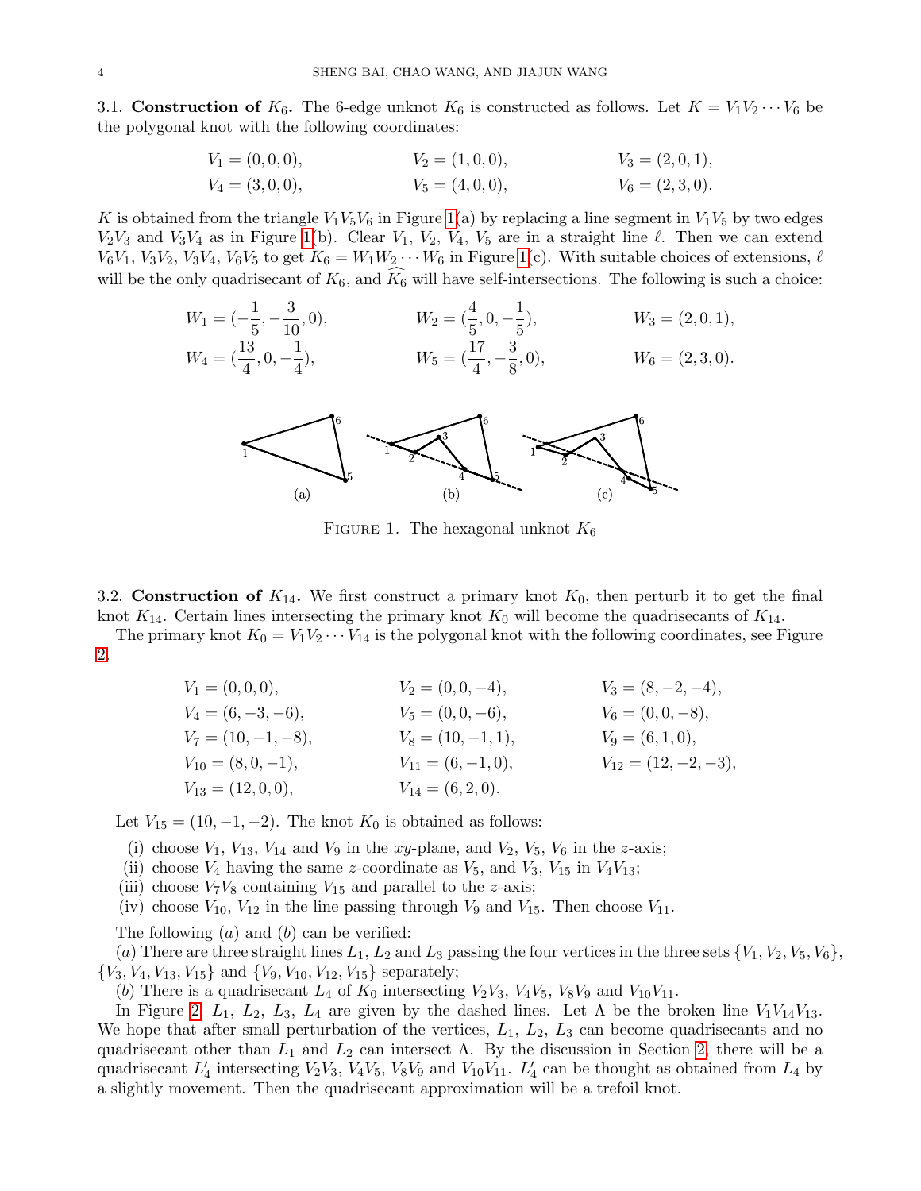### 3.1. Construction of $K_6$.

The 6-edge unknot $K_6$ is constructed as follows. Let $K = V_1V_2\cdots V_6$ be the polygonal knot with the following coordinates:

$$V_1 = (0,0,0), \qquad V_2 = (1,0,0), \qquad V_3 = (2,0,1),$$
$$V_4 = (3,0,0), \qquad V_5 = (4,0,0), \qquad V_6 = (2,3,0).$$

$K$ is obtained from the triangle $V_1V_5V_6$ in Figure 1(a) by replacing a line segment in $V_1V_5$ by two edges $V_2V_3$ and $V_3V_4$ as in Figure 1(b). Clear $V_1$, $V_2$, $V_4$, $V_5$ are in a straight line $\ell$. Then we can extend $V_6V_1$, $V_3V_2$, $V_3V_4$, $V_6V_5$ to get $K_6 = W_1W_2\cdots W_6$ in Figure 1(c). With suitable choices of extensions, $\ell$ will be the only quadrisecant of $K_6$, and $\widehat{K_6}$ will have self-intersections. The following is such a choice:

$$W_1 = (-\frac{1}{5}, -\frac{3}{10}, 0), \qquad W_2 = (\frac{4}{5}, 0, -\frac{1}{5}), \qquad W_3 = (2,0,1),$$
$$W_4 = (\frac{13}{4}, 0, -\frac{1}{4}), \qquad W_5 = (\frac{17}{4}, -\frac{3}{8}, 0), \qquad W_6 = (2,3,0).$$

FIGURE 1. The hexagonal unknot $K_6$

### 3.2. Construction of $K_{14}$.

We first construct a primary knot $K_0$, then perturb it to get the final knot $K_{14}$. Certain lines intersecting the primary knot $K_0$ will become the quadrisecants of $K_{14}$.

The primary knot $K_0 = V_1V_2\cdots V_{14}$ is the polygonal knot with the following coordinates, see Figure 2.

$$V_1 = (0,0,0), \qquad V_2 = (0,0,-4), \qquad V_3 = (8,-2,-4),$$
$$V_4 = (6,-3,-6), \qquad V_5 = (0,0,-6), \qquad V_6 = (0,0,-8),$$
$$V_7 = (10,-1,-8), \qquad V_8 = (10,-1,1), \qquad V_9 = (6,1,0),$$
$$V_{10} = (8,0,-1), \qquad V_{11} = (6,-1,0), \qquad V_{12} = (12,-2,-3),$$
$$V_{13} = (12,0,0), \qquad V_{14} = (6,2,0).$$

Let $V_{15} = (10,-1,-2)$. The knot $K_0$ is obtained as follows:

(i) choose $V_1$, $V_{13}$, $V_{14}$ and $V_9$ in the $xy$-plane, and $V_2$, $V_5$, $V_6$ in the $z$-axis;
(ii) choose $V_4$ having the same $z$-coordinate as $V_5$, and $V_3$, $V_{15}$ in $V_4V_{13}$;
(iii) choose $V_7V_8$ containing $V_{15}$ and parallel to the $z$-axis;
(iv) choose $V_{10}$, $V_{12}$ in the line passing through $V_9$ and $V_{15}$. Then choose $V_{11}$.

The following $(a)$ and $(b)$ can be verified:

$(a)$ There are three straight lines $L_1$, $L_2$ and $L_3$ passing the four vertices in the three sets $\{V_1, V_2, V_5, V_6\}$, $\{V_3, V_4, V_{13}, V_{15}\}$ and $\{V_9, V_{10}, V_{12}, V_{15}\}$ separately;

$(b)$ There is a quadrisecant $L_4$ of $K_0$ intersecting $V_2V_3$, $V_4V_5$, $V_8V_9$ and $V_{10}V_{11}$.

In Figure 2, $L_1$, $L_2$, $L_3$, $L_4$ are given by the dashed lines. Let $\Lambda$ be the broken line $V_1V_{14}V_{13}$. We hope that after small perturbation of the vertices, $L_1$, $L_2$, $L_3$ can become quadrisecants and no quadrisecant other than $L_1$ and $L_2$ can intersect $\Lambda$. By the discussion in Section 2, there will be a quadrisecant $L_4'$ intersecting $V_2V_3$, $V_4V_5$, $V_8V_9$ and $V_{10}V_{11}$. $L_4'$ can be thought as obtained from $L_4$ by a slightly movement. Then the quadrisecant approximation will be a trefoil knot.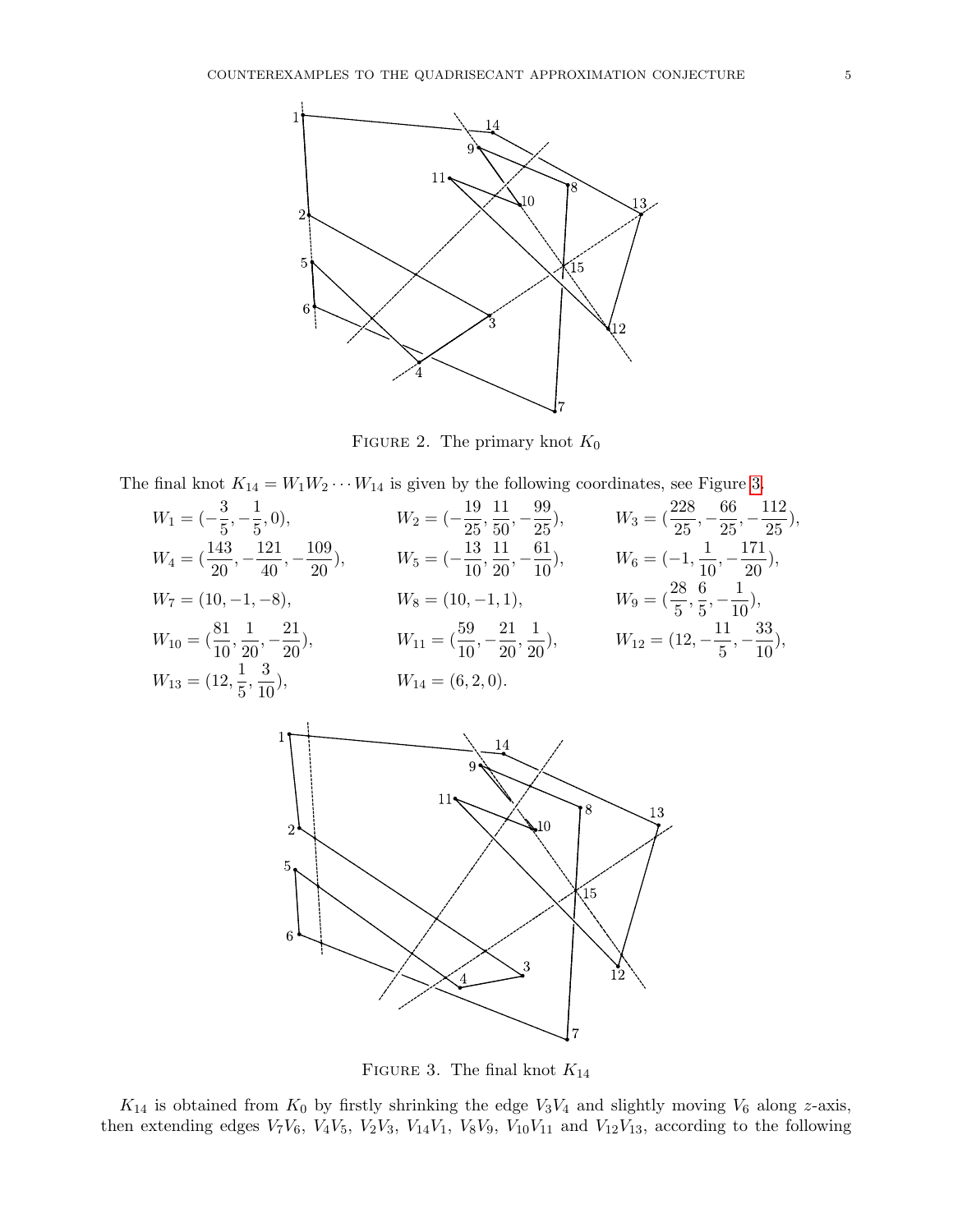FIGURE 2. The primary knot $K_0$

The final knot $K_{14} = W_1W_2 \cdots W_{14}$ is given by the following coordinates, see Figure 3.

$$W_1 = (-\frac{3}{5}, -\frac{1}{5}, 0), \qquad W_2 = (-\frac{19}{25}, \frac{11}{50}, -\frac{99}{25}), \qquad W_3 = (\frac{228}{25}, -\frac{66}{25}, -\frac{112}{25}),$$

$$W_4 = (\frac{143}{20}, -\frac{121}{40}, -\frac{109}{20}), \qquad W_5 = (-\frac{13}{10}, \frac{11}{20}, -\frac{61}{10}), \qquad W_6 = (-1, \frac{1}{10}, -\frac{171}{20}),$$

$$W_7 = (10, -1, -8), \qquad W_8 = (10, -1, 1), \qquad W_9 = (\frac{28}{5}, \frac{6}{5}, -\frac{1}{10}),$$

$$W_{10} = (\frac{81}{10}, \frac{1}{20}, -\frac{21}{20}), \qquad W_{11} = (\frac{59}{10}, -\frac{21}{20}, \frac{1}{20}), \qquad W_{12} = (12, -\frac{11}{5}, -\frac{33}{10}),$$

$$W_{13} = (12, \frac{1}{5}, \frac{3}{10}), \qquad W_{14} = (6, 2, 0).$$

FIGURE 3. The final knot $K_{14}$

$K_{14}$ is obtained from $K_0$ by firstly shrinking the edge $V_3V_4$ and slightly moving $V_6$ along $z$-axis, then extending edges $V_7V_6$, $V_4V_5$, $V_2V_3$, $V_{14}V_1$, $V_8V_9$, $V_{10}V_{11}$ and $V_{12}V_{13}$, according to the following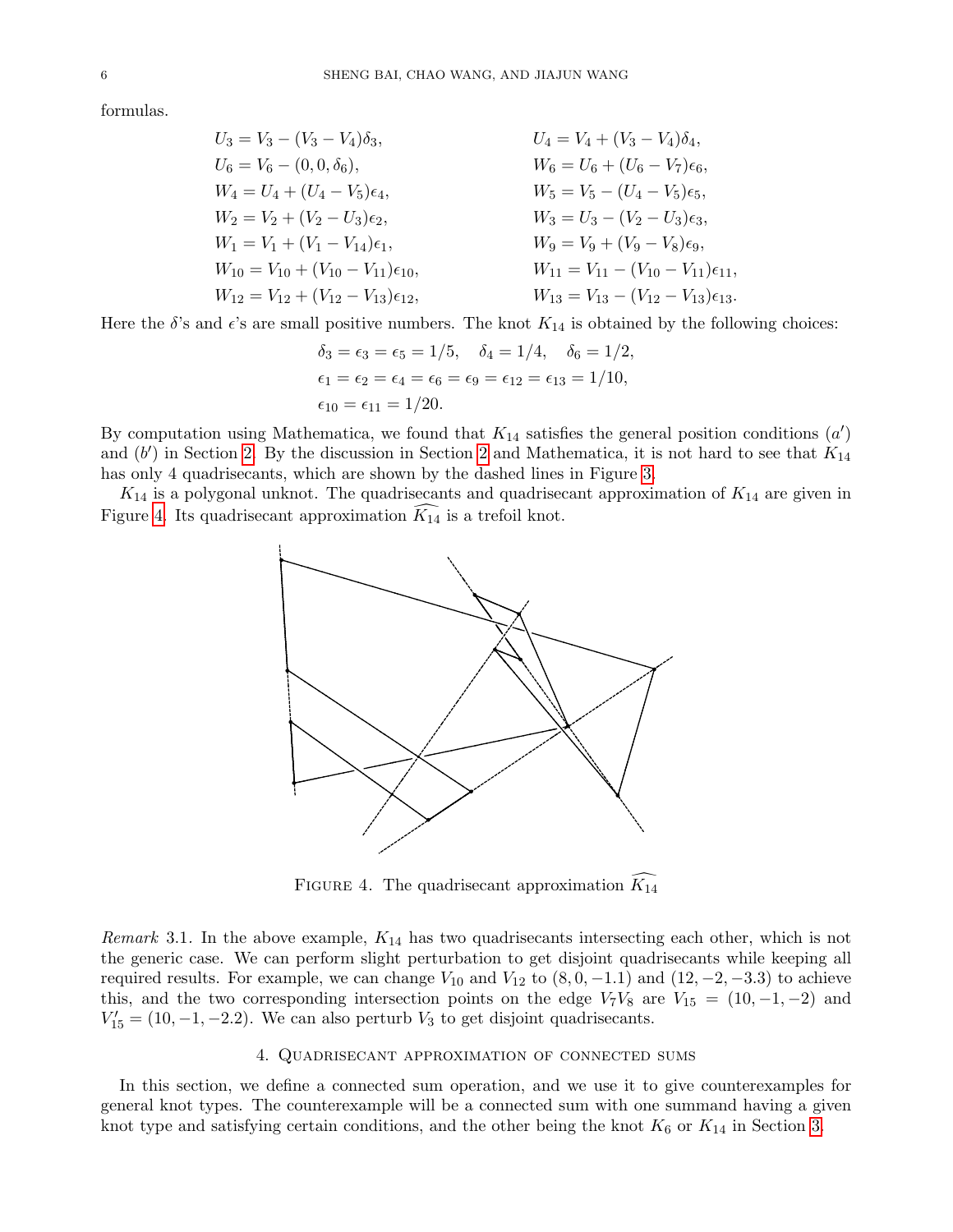formulas.

$$
\begin{aligned}
U_3 &= V_3 - (V_3 - V_4)\delta_3, & U_4 &= V_4 + (V_3 - V_4)\delta_4,\\
U_6 &= V_6 - (0, 0, \delta_6), & W_6 &= U_6 + (U_6 - V_7)\epsilon_6,\\
W_4 &= U_4 + (U_4 - V_5)\epsilon_4, & W_5 &= V_5 - (U_4 - V_5)\epsilon_5,\\
W_2 &= V_2 + (V_2 - U_3)\epsilon_2, & W_3 &= U_3 - (V_2 - U_3)\epsilon_3,\\
W_1 &= V_1 + (V_1 - V_{14})\epsilon_1, & W_9 &= V_9 + (V_9 - V_8)\epsilon_9,\\
W_{10} &= V_{10} + (V_{10} - V_{11})\epsilon_{10}, & W_{11} &= V_{11} - (V_{10} - V_{11})\epsilon_{11},\\
W_{12} &= V_{12} + (V_{12} - V_{13})\epsilon_{12}, & W_{13} &= V_{13} - (V_{12} - V_{13})\epsilon_{13}.
\end{aligned}
$$

Here the $\delta$'s and $\epsilon$'s are small positive numbers. The knot $K_{14}$ is obtained by the following choices:

$$
\begin{aligned}
&\delta_3 = \epsilon_3 = \epsilon_5 = 1/5, \quad \delta_4 = 1/4, \quad \delta_6 = 1/2,\\
&\epsilon_1 = \epsilon_2 = \epsilon_4 = \epsilon_6 = \epsilon_9 = \epsilon_{12} = \epsilon_{13} = 1/10,\\
&\epsilon_{10} = \epsilon_{11} = 1/20.
\end{aligned}
$$

By computation using Mathematica, we found that $K_{14}$ satisfies the general position conditions $(a')$ and $(b')$ in Section 2. By the discussion in Section 2 and Mathematica, it is not hard to see that $K_{14}$ has only 4 quadrisecants, which are shown by the dashed lines in Figure 3.

$K_{14}$ is a polygonal unknot. The quadrisecants and quadrisecant approximation of $K_{14}$ are given in Figure 4. Its quadrisecant approximation $\widehat{K_{14}}$ is a trefoil knot.

Figure 4. The quadrisecant approximation $\widehat{K_{14}}$

*Remark* 3.1. In the above example, $K_{14}$ has two quadrisecants intersecting each other, which is not the generic case. We can perform slight perturbation to get disjoint quadrisecants while keeping all required results. For example, we can change $V_{10}$ and $V_{12}$ to $(8, 0, -1.1)$ and $(12, -2, -3.3)$ to achieve this, and the two corresponding intersection points on the edge $V_7V_8$ are $V_{15} = (10, -1, -2)$ and $V'_{15} = (10, -1, -2.2)$. We can also perturb $V_3$ to get disjoint quadrisecants.

## 4. Quadrisecant approximation of connected sums

In this section, we define a connected sum operation, and we use it to give counterexamples for general knot types. The counterexample will be a connected sum with one summand having a given knot type and satisfying certain conditions, and the other being the knot $K_6$ or $K_{14}$ in Section 3.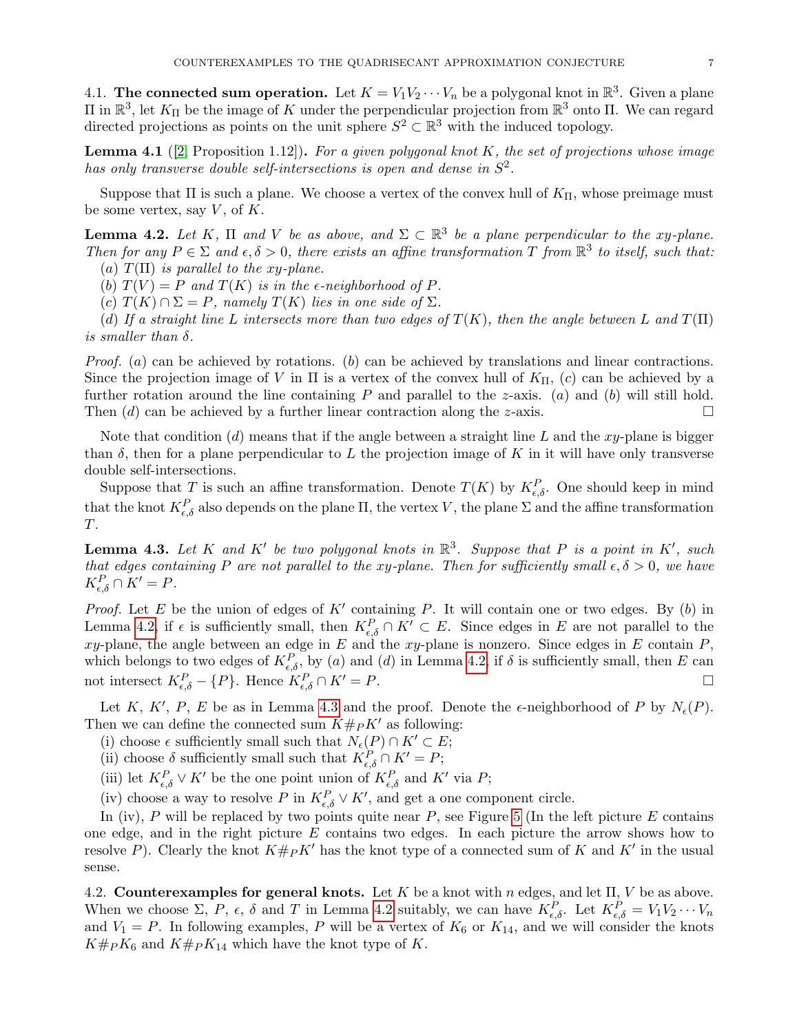4.1. **The connected sum operation.** Let $K = V_1V_2\cdots V_n$ be a polygonal knot in $\mathbb{R}^3$. Given a plane $\Pi$ in $\mathbb{R}^3$, let $K_\Pi$ be the image of $K$ under the perpendicular projection from $\mathbb{R}^3$ onto $\Pi$. We can regard directed projections as points on the unit sphere $S^2 \subset \mathbb{R}^3$ with the induced topology.

**Lemma 4.1** ([2, Proposition 1.12])**.** *For a given polygonal knot $K$, the set of projections whose image has only transverse double self-intersections is open and dense in $S^2$.*

Suppose that $\Pi$ is such a plane. We choose a vertex of the convex hull of $K_\Pi$, whose preimage must be some vertex, say $V$, of $K$.

**Lemma 4.2.** *Let $K$, $\Pi$ and $V$ be as above, and $\Sigma \subset \mathbb{R}^3$ be a plane perpendicular to the xy-plane. Then for any $P \in \Sigma$ and $\epsilon, \delta > 0$, there exists an affine transformation $T$ from $\mathbb{R}^3$ to itself, such that:*
(a) *$T(\Pi)$ is parallel to the xy-plane.*
(b) *$T(V) = P$ and $T(K)$ is in the $\epsilon$-neighborhood of $P$.*
(c) *$T(K) \cap \Sigma = P$, namely $T(K)$ lies in one side of $\Sigma$.*
(d) *If a straight line $L$ intersects more than two edges of $T(K)$, then the angle between $L$ and $T(\Pi)$ is smaller than $\delta$.*

*Proof.* (a) can be achieved by rotations. (b) can be achieved by translations and linear contractions. Since the projection image of $V$ in $\Pi$ is a vertex of the convex hull of $K_\Pi$, (c) can be achieved by a further rotation around the line containing $P$ and parallel to the $z$-axis. (a) and (b) will still hold. Then (d) can be achieved by a further linear contraction along the $z$-axis. □

Note that condition (d) means that if the angle between a straight line $L$ and the $xy$-plane is bigger than $\delta$, then for a plane perpendicular to $L$ the projection image of $K$ in it will have only transverse double self-intersections.

Suppose that $T$ is such an affine transformation. Denote $T(K)$ by $K^P_{\epsilon,\delta}$. One should keep in mind that the knot $K^P_{\epsilon,\delta}$ also depends on the plane $\Pi$, the vertex $V$, the plane $\Sigma$ and the affine transformation $T$.

**Lemma 4.3.** *Let $K$ and $K'$ be two polygonal knots in $\mathbb{R}^3$. Suppose that $P$ is a point in $K'$, such that edges containing $P$ are not parallel to the xy-plane. Then for sufficiently small $\epsilon, \delta > 0$, we have $K^P_{\epsilon,\delta} \cap K' = P$.*

*Proof.* Let $E$ be the union of edges of $K'$ containing $P$. It will contain one or two edges. By (b) in Lemma 4.2, if $\epsilon$ is sufficiently small, then $K^P_{\epsilon,\delta} \cap K' \subset E$. Since edges in $E$ are not parallel to the $xy$-plane, the angle between an edge in $E$ and the $xy$-plane is nonzero. Since edges in $E$ contain $P$, which belongs to two edges of $K^P_{\epsilon,\delta}$, by (a) and (d) in Lemma 4.2, if $\delta$ is sufficiently small, then $E$ can not intersect $K^P_{\epsilon,\delta} - \{P\}$. Hence $K^P_{\epsilon,\delta} \cap K' = P$. □

Let $K$, $K'$, $P$, $E$ be as in Lemma 4.3 and the proof. Denote the $\epsilon$-neighborhood of $P$ by $N_\epsilon(P)$. Then we can define the connected sum $K\#_P K'$ as following:
(i) choose $\epsilon$ sufficiently small such that $N_\epsilon(P) \cap K' \subset E$;
(ii) choose $\delta$ sufficiently small such that $K^P_{\epsilon,\delta} \cap K' = P$;
(iii) let $K^P_{\epsilon,\delta} \vee K'$ be the one point union of $K^P_{\epsilon,\delta}$ and $K'$ via $P$;
(iv) choose a way to resolve $P$ in $K^P_{\epsilon,\delta} \vee K'$, and get a one component circle.

In (iv), $P$ will be replaced by two points quite near $P$, see Figure 5 (In the left picture $E$ contains one edge, and in the right picture $E$ contains two edges. In each picture the arrow shows how to resolve $P$). Clearly the knot $K\#_P K'$ has the knot type of a connected sum of $K$ and $K'$ in the usual sense.

4.2. **Counterexamples for general knots.** Let $K$ be a knot with $n$ edges, and let $\Pi$, $V$ be as above. When we choose $\Sigma$, $P$, $\epsilon$, $\delta$ and $T$ in Lemma 4.2 suitably, we can have $K^P_{\epsilon,\delta}$. Let $K^P_{\epsilon,\delta} = V_1V_2\cdots V_n$ and $V_1 = P$. In following examples, $P$ will be a vertex of $K_6$ or $K_{14}$, and we will consider the knots $K\#_P K_6$ and $K\#_P K_{14}$ which have the knot type of $K$.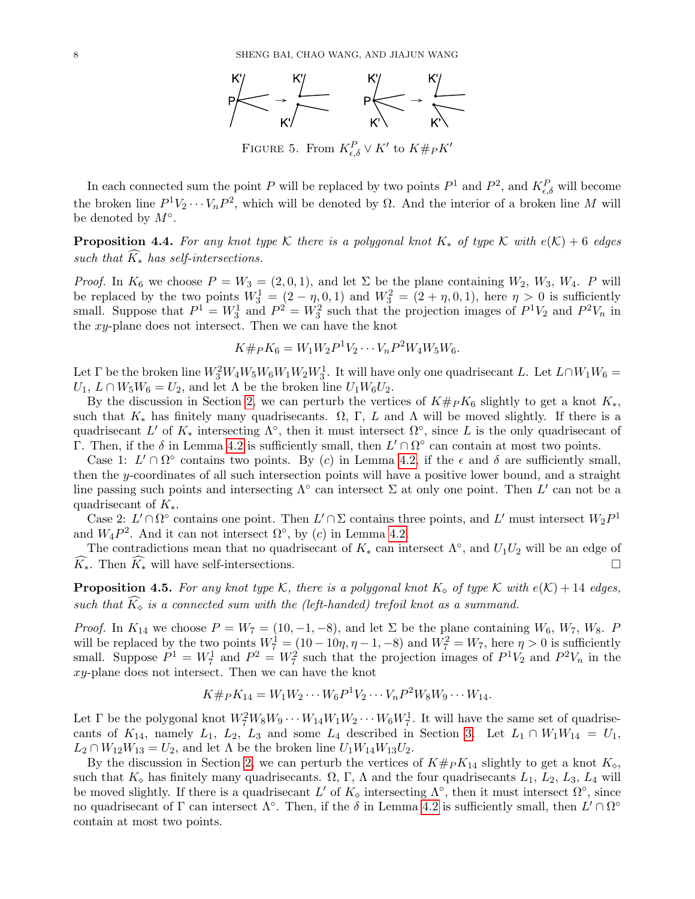FIGURE 5. From $K^P_{\epsilon,\delta} \vee K'$ to $K\#_P K'$

In each connected sum the point $P$ will be replaced by two points $P^1$ and $P^2$, and $K^P_{\epsilon,\delta}$ will become the broken line $P^1V_2\cdots V_nP^2$, which will be denoted by $\Omega$. And the interior of a broken line $M$ will be denoted by $M^\circ$.

**Proposition 4.4.** *For any knot type $\mathcal{K}$ there is a polygonal knot $K_*$ of type $\mathcal{K}$ with $e(\mathcal{K})+6$ edges such that $\widehat{K_*}$ has self-intersections.*

*Proof.* In $K_6$ we choose $P = W_3 = (2,0,1)$, and let $\Sigma$ be the plane containing $W_2$, $W_3$, $W_4$. $P$ will be replaced by the two points $W_3^1 = (2-\eta,0,1)$ and $W_3^2 = (2+\eta,0,1)$, here $\eta > 0$ is sufficiently small. Suppose that $P^1 = W_3^1$ and $P^2 = W_3^2$ such that the projection images of $P^1V_2$ and $P^2V_n$ in the $xy$-plane does not intersect. Then we can have the knot

$$K\#_P K_6 = W_1W_2P^1V_2\cdots V_nP^2W_4W_5W_6.$$

Let $\Gamma$ be the broken line $W_3^2W_4W_5W_6W_1W_2W_3^1$. It will have only one quadrisecant $L$. Let $L\cap W_1W_6 = U_1$, $L\cap W_5W_6 = U_2$, and let $\Lambda$ be the broken line $U_1W_6U_2$.

By the discussion in Section 2, we can perturb the vertices of $K\#_P K_6$ slightly to get a knot $K_*$, such that $K_*$ has finitely many quadrisecants. $\Omega$, $\Gamma$, $L$ and $\Lambda$ will be moved slightly. If there is a quadrisecant $L'$ of $K_*$ intersecting $\Lambda^\circ$, then it must intersect $\Omega^\circ$, since $L$ is the only quadrisecant of $\Gamma$. Then, if the $\delta$ in Lemma 4.2 is sufficiently small, then $L'\cap\Omega^\circ$ can contain at most two points.

Case 1: $L'\cap\Omega^\circ$ contains two points. By $(c)$ in Lemma 4.2, if the $\epsilon$ and $\delta$ are sufficiently small, then the $y$-coordinates of all such intersection points will have a positive lower bound, and a straight line passing such points and intersecting $\Lambda^\circ$ can intersect $\Sigma$ at only one point. Then $L'$ can not be a quadrisecant of $K_*$.

Case 2: $L'\cap\Omega^\circ$ contains one point. Then $L'\cap\Sigma$ contains three points, and $L'$ must intersect $W_2P^1$ and $W_4P^2$. And it can not intersect $\Omega^\circ$, by $(c)$ in Lemma 4.2.

The contradictions mean that no quadrisecant of $K_*$ can intersect $\Lambda^\circ$, and $U_1U_2$ will be an edge of $\widehat{K_*}$. Then $\widehat{K_*}$ will have self-intersections. $\square$

**Proposition 4.5.** *For any knot type $\mathcal{K}$, there is a polygonal knot $K_\diamond$ of type $\mathcal{K}$ with $e(\mathcal{K})+14$ edges, such that $\widehat{K_\diamond}$ is a connected sum with the (left-handed) trefoil knot as a summand.*

*Proof.* In $K_{14}$ we choose $P = W_7 = (10,-1,-8)$, and let $\Sigma$ be the plane containing $W_6$, $W_7$, $W_8$. $P$ will be replaced by the two points $W_7^1 = (10-10\eta,\eta-1,-8)$ and $W_7^2 = W_7$, here $\eta > 0$ is sufficiently small. Suppose $P^1 = W_7^1$ and $P^2 = W_7^2$ such that the projection images of $P^1V_2$ and $P^2V_n$ in the $xy$-plane does not intersect. Then we can have the knot

$$K\#_P K_{14} = W_1W_2\cdots W_6P^1V_2\cdots V_nP^2W_8W_9\cdots W_{14}.$$

Let $\Gamma$ be the polygonal knot $W_7^2W_8W_9\cdots W_{14}W_1W_2\cdots W_6W_7^1$. It will have the same set of quadrisecants of $K_{14}$, namely $L_1$, $L_2$, $L_3$ and some $L_4$ described in Section 3. Let $L_1\cap W_1W_{14} = U_1$, $L_2\cap W_{12}W_{13} = U_2$, and let $\Lambda$ be the broken line $U_1W_{14}W_{13}U_2$.

By the discussion in Section 2, we can perturb the vertices of $K\#_P K_{14}$ slightly to get a knot $K_\diamond$, such that $K_\diamond$ has finitely many quadrisecants. $\Omega$, $\Gamma$, $\Lambda$ and the four quadrisecants $L_1$, $L_2$, $L_3$, $L_4$ will be moved slightly. If there is a quadrisecant $L'$ of $K_\diamond$ intersecting $\Lambda^\circ$, then it must intersect $\Omega^\circ$, since no quadrisecant of $\Gamma$ can intersect $\Lambda^\circ$. Then, if the $\delta$ in Lemma 4.2 is sufficiently small, then $L'\cap\Omega^\circ$ contain at most two points.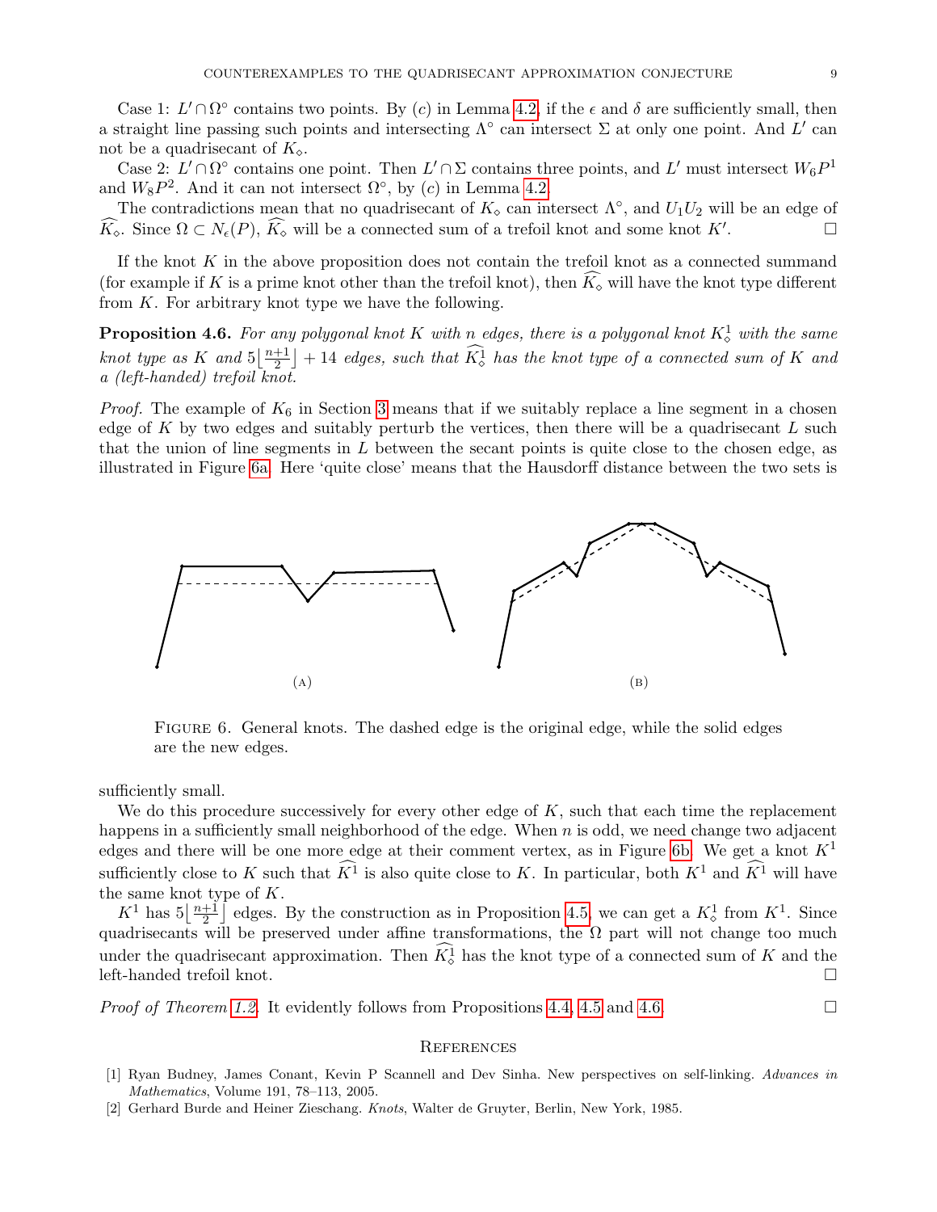Case 1: $L' \cap \Omega^\circ$ contains two points. By $(c)$ in Lemma 4.2, if the $\epsilon$ and $\delta$ are sufficiently small, then a straight line passing such points and intersecting $\Lambda^\circ$ can intersect $\Sigma$ at only one point. And $L'$ can not be a quadrisecant of $K_\diamond$.

Case 2: $L' \cap \Omega^\circ$ contains one point. Then $L' \cap \Sigma$ contains three points, and $L'$ must intersect $W_6P^1$ and $W_8P^2$. And it can not intersect $\Omega^\circ$, by $(c)$ in Lemma 4.2.

The contradictions mean that no quadrisecant of $K_\diamond$ can intersect $\Lambda^\circ$, and $U_1U_2$ will be an edge of $\widehat{K_\diamond}$. Since $\Omega \subset N_\epsilon(P)$, $\widehat{K_\diamond}$ will be a connected sum of a trefoil knot and some knot $K'$. $\square$

If the knot $K$ in the above proposition does not contain the trefoil knot as a connected summand (for example if $K$ is a prime knot other than the trefoil knot), then $\widehat{K_\diamond}$ will have the knot type different from $K$. For arbitrary knot type we have the following.

**Proposition 4.6.** *For any polygonal knot $K$ with $n$ edges, there is a polygonal knot $K^1_\diamond$ with the same knot type as $K$ and $5\lfloor \frac{n+1}{2} \rfloor + 14$ edges, such that $\widehat{K^1_\diamond}$ has the knot type of a connected sum of $K$ and a (left-handed) trefoil knot.*

*Proof.* The example of $K_6$ in Section 3 means that if we suitably replace a line segment in a chosen edge of $K$ by two edges and suitably perturb the vertices, then there will be a quadrisecant $L$ such that the union of line segments in $L$ between the secant points is quite close to the chosen edge, as illustrated in Figure 6a. Here 'quite close' means that the Hausdorff distance between the two sets is sufficiently small.

(A) (B)

Figure 6. General knots. The dashed edge is the original edge, while the solid edges are the new edges.

We do this procedure successively for every other edge of $K$, such that each time the replacement happens in a sufficiently small neighborhood of the edge. When $n$ is odd, we need change two adjacent edges and there will be one more edge at their comment vertex, as in Figure 6b. We get a knot $K^1$ sufficiently close to $K$ such that $\widehat{K^1}$ is also quite close to $K$. In particular, both $K^1$ and $\widehat{K^1}$ will have the same knot type of $K$.

$K^1$ has $5\lfloor \frac{n+1}{2} \rfloor$ edges. By the construction as in Proposition 4.5, we can get a $K^1_\diamond$ from $K^1$. Since quadrisecants will be preserved under affine transformations, the $\Omega$ part will not change too much under the quadrisecant approximation. Then $\widehat{K^1_\diamond}$ has the knot type of a connected sum of $K$ and the left-handed trefoil knot. $\square$

*Proof of Theorem 1.2.* It evidently follows from Propositions 4.4, 4.5 and 4.6. $\square$

## References

[1] Ryan Budney, James Conant, Kevin P Scannell and Dev Sinha. New perspectives on self-linking. *Advances in Mathematics*, Volume 191, 78–113, 2005.

[2] Gerhard Burde and Heiner Zieschang. *Knots*, Walter de Gruyter, Berlin, New York, 1985.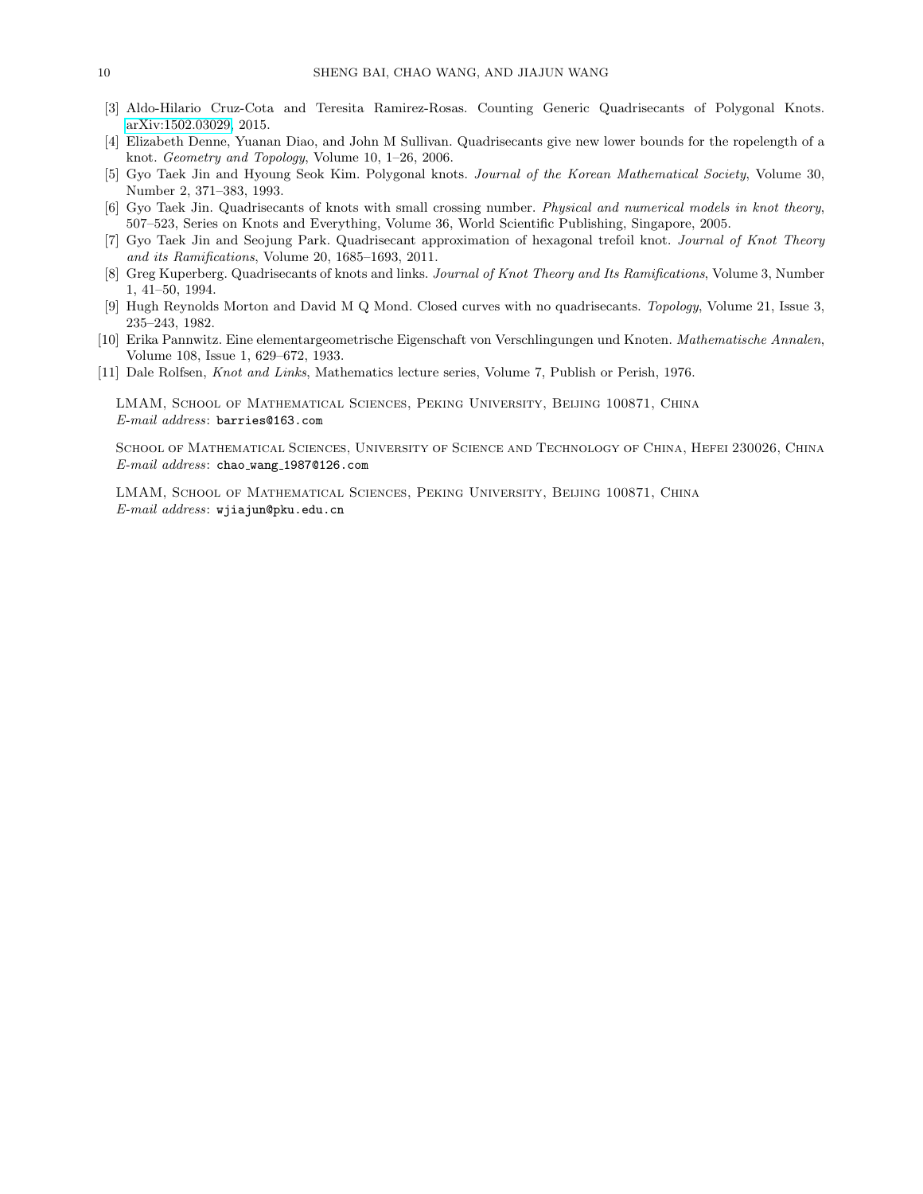[3] Aldo-Hilario Cruz-Cota and Teresita Ramirez-Rosas. Counting Generic Quadrisecants of Polygonal Knots. arXiv:1502.03029, 2015.

[4] Elizabeth Denne, Yuanan Diao, and John M Sullivan. Quadrisecants give new lower bounds for the ropelength of a knot. *Geometry and Topology*, Volume 10, 1–26, 2006.

[5] Gyo Taek Jin and Hyoung Seok Kim. Polygonal knots. *Journal of the Korean Mathematical Society*, Volume 30, Number 2, 371–383, 1993.

[6] Gyo Taek Jin. Quadrisecants of knots with small crossing number. *Physical and numerical models in knot theory*, 507–523, Series on Knots and Everything, Volume 36, World Scientific Publishing, Singapore, 2005.

[7] Gyo Taek Jin and Seojung Park. Quadrisecant approximation of hexagonal trefoil knot. *Journal of Knot Theory and its Ramifications*, Volume 20, 1685–1693, 2011.

[8] Greg Kuperberg. Quadrisecants of knots and links. *Journal of Knot Theory and Its Ramifications*, Volume 3, Number 1, 41–50, 1994.

[9] Hugh Reynolds Morton and David M Q Mond. Closed curves with no quadrisecants. *Topology*, Volume 21, Issue 3, 235–243, 1982.

[10] Erika Pannwitz. Eine elementargeometrische Eigenschaft von Verschlingungen und Knoten. *Mathematische Annalen*, Volume 108, Issue 1, 629–672, 1933.

[11] Dale Rolfsen, *Knot and Links*, Mathematics lecture series, Volume 7, Publish or Perish, 1976.

LMAM, School of Mathematical Sciences, Peking University, Beijing 100871, China
*E-mail address*: `barries@163.com`

School of Mathematical Sciences, University of Science and Technology of China, Hefei 230026, China
*E-mail address*: `chao_wang_1987@126.com`

LMAM, School of Mathematical Sciences, Peking University, Beijing 100871, China
*E-mail address*: `wjiajun@pku.edu.cn`